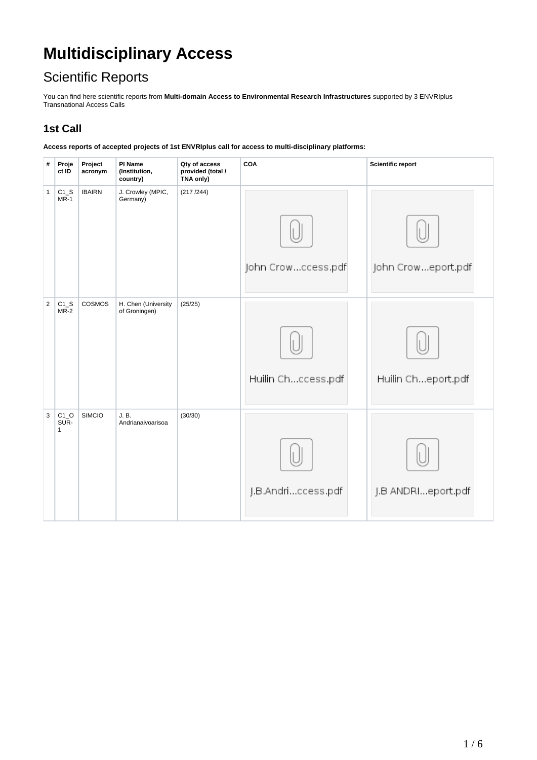# Multidisciplinary Access

## Scientific Reports

You can find here scientific reports from **Multi-domain Access to Environmental Research Infrastructures** supported by 3 ENVRIplus Transnational Access Calls

### 1st Call

**Access reports of accepted projects of 1st ENVRIplus call for access to multi-disciplinary platforms:**

| # | Project ID | Project acronym | PI Name (Institution, country) | Qty of access provided (total / TNA only) | COA | Scientific report |
|---|---|---|---|---|---|---|
| 1 | C1_SMR-1 | IBAIRN | J. Crowley (MPIC, Germany) | (217 /244) | John Crow...ccess.pdf | John Crow...eport.pdf |
| 2 | C1_SMR-2 | COSMOS | H. Chen (University of Groningen) | (25/25) | Huilin Ch...ccess.pdf | Huilin Ch...eport.pdf |
| 3 | C1_OSUR-1 | SIMCIO | J. B. Andrianaivoarisoa | (30/30) | J.B.Andri...ccess.pdf | J.B ANDRI...eport.pdf |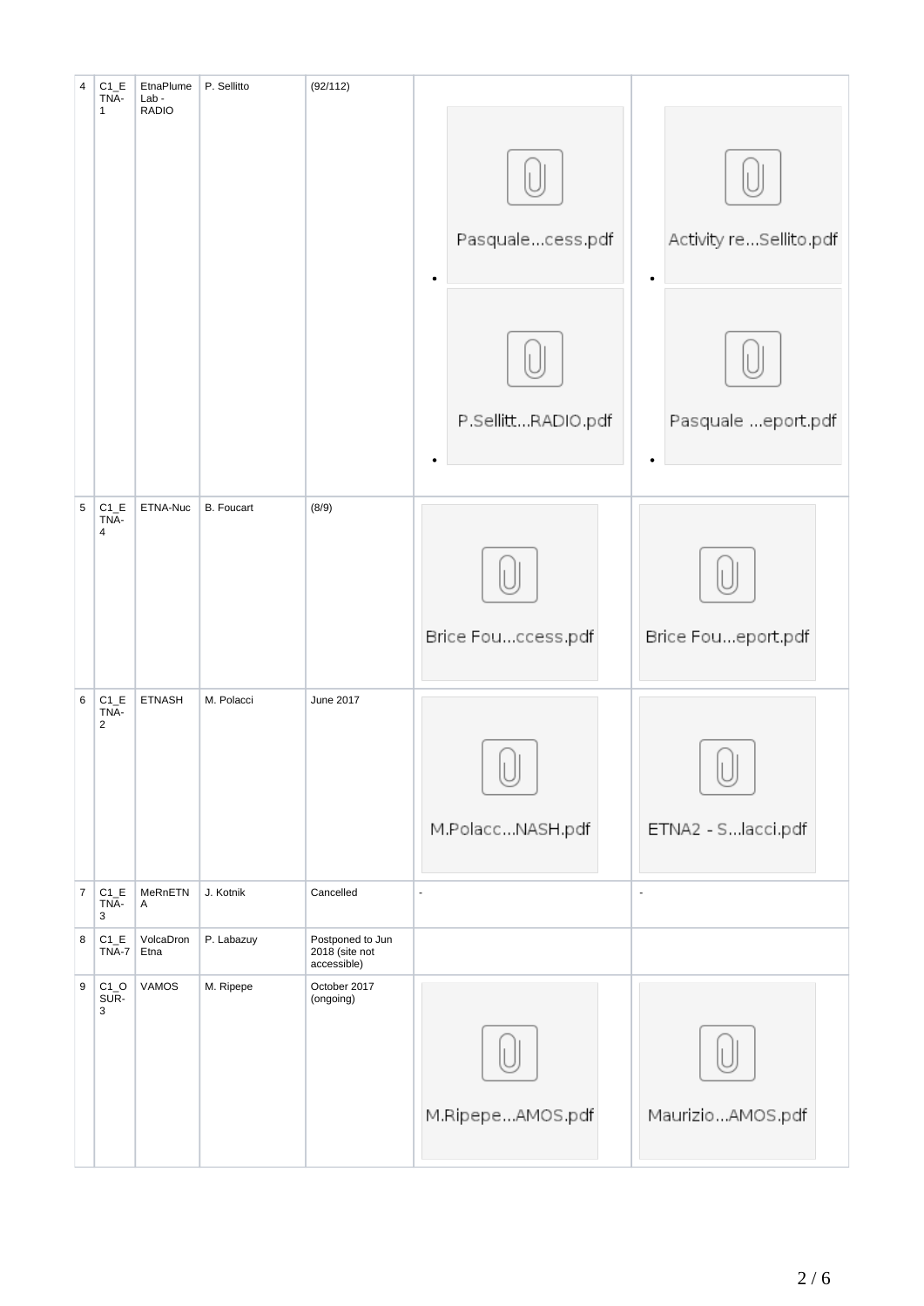| 4 | C1_ETNA-1 | EtnaPlume Lab - RADIO | P. Sellitto | (92/112) | • Pasquale...cess.pdf<br>• P.Sellitt...RADIO.pdf | • Activity re...Sellito.pdf<br>• Pasquale ...eport.pdf |
|---|---|---|---|---|---|---|
| 5 | C1_ETNA-4 | ETNA-Nuc | B. Foucart | (8/9) | Brice Fou...ccess.pdf | Brice Fou...eport.pdf |
| 6 | C1_ETNA-2 | ETNASH | M. Polacci | June 2017 | M.Polacc...NASH.pdf | ETNA2 - S...lacci.pdf |
| 7 | C1_ETNA-3 | MeRnETNA | J. Kotnik | Cancelled | - | - |
| 8 | C1_ETNA-7 | VolcaDron Etna | P. Labazuy | Postponed to Jun 2018 (site not accessible) | | |
| 9 | C1_OSUR-3 | VAMOS | M. Ripepe | October 2017 (ongoing) | M.Ripepe...AMOS.pdf | Maurizio...AMOS.pdf |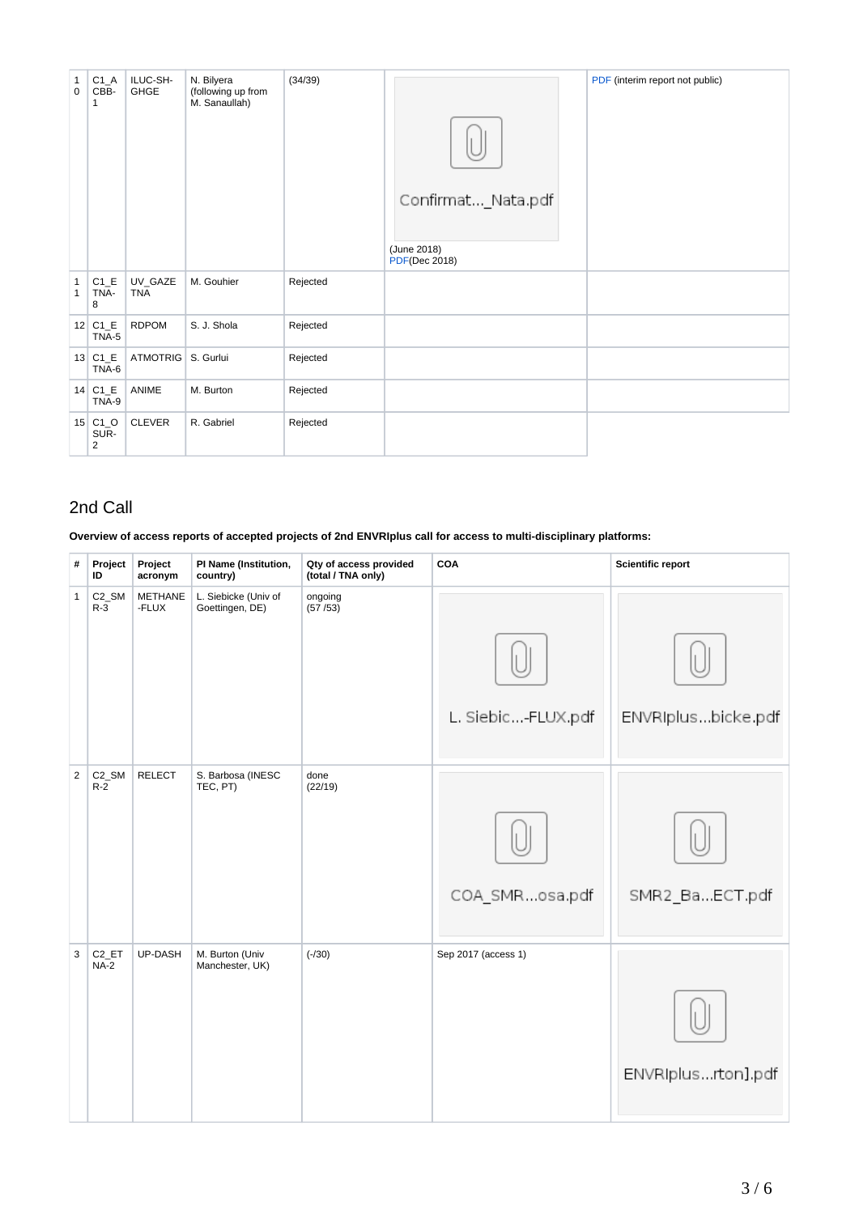| | | | | | | |
|---|---|---|---|---|---|---|
| 10 | C1_ACBB-1 | ILUC-SH-GHGE | N. Bilyera (following up from M. Sanaullah) | (34/39) | Confirmat..._Nata.pdf (June 2018) PDF(Dec 2018) | PDF (interim report not public) |
| 11 | C1_ETNA-8 | UV_GAZE TNA | M. Gouhier | Rejected | | |
| 12 | C1_ETNA-5 | RDPOM | S. J. Shola | Rejected | | |
| 13 | C1_ETNA-6 | ATMOTRIG | S. Gurlui | Rejected | | |
| 14 | C1_ETNA-9 | ANIME | M. Burton | Rejected | | |
| 15 | C1_OSUR-2 | CLEVER | R. Gabriel | Rejected | | |

## 2nd Call

**Overview of access reports of accepted projects of 2nd ENVRIplus call for access to multi-disciplinary platforms:**

| # | Project ID | Project acronym | PI Name (Institution, country) | Qty of access provided (total / TNA only) | COA | Scientific report |
|---|---|---|---|---|---|---|
| 1 | C2_SMR-3 | METHANE-FLUX | L. Siebicke (Univ of Goettingen, DE) | ongoing (57 /53) | L. Siebic...-FLUX.pdf | ENVRIplus...bicke.pdf |
| 2 | C2_SMR-2 | RELECT | S. Barbosa (INESC TEC, PT) | done (22/19) | COA_SMR...osa.pdf | SMR2_Ba...ECT.pdf |
| 3 | C2_ETNA-2 | UP-DASH | M. Burton (Univ Manchester, UK) | (-/30) | Sep 2017 (access 1) | ENVRIplus...rton].pdf |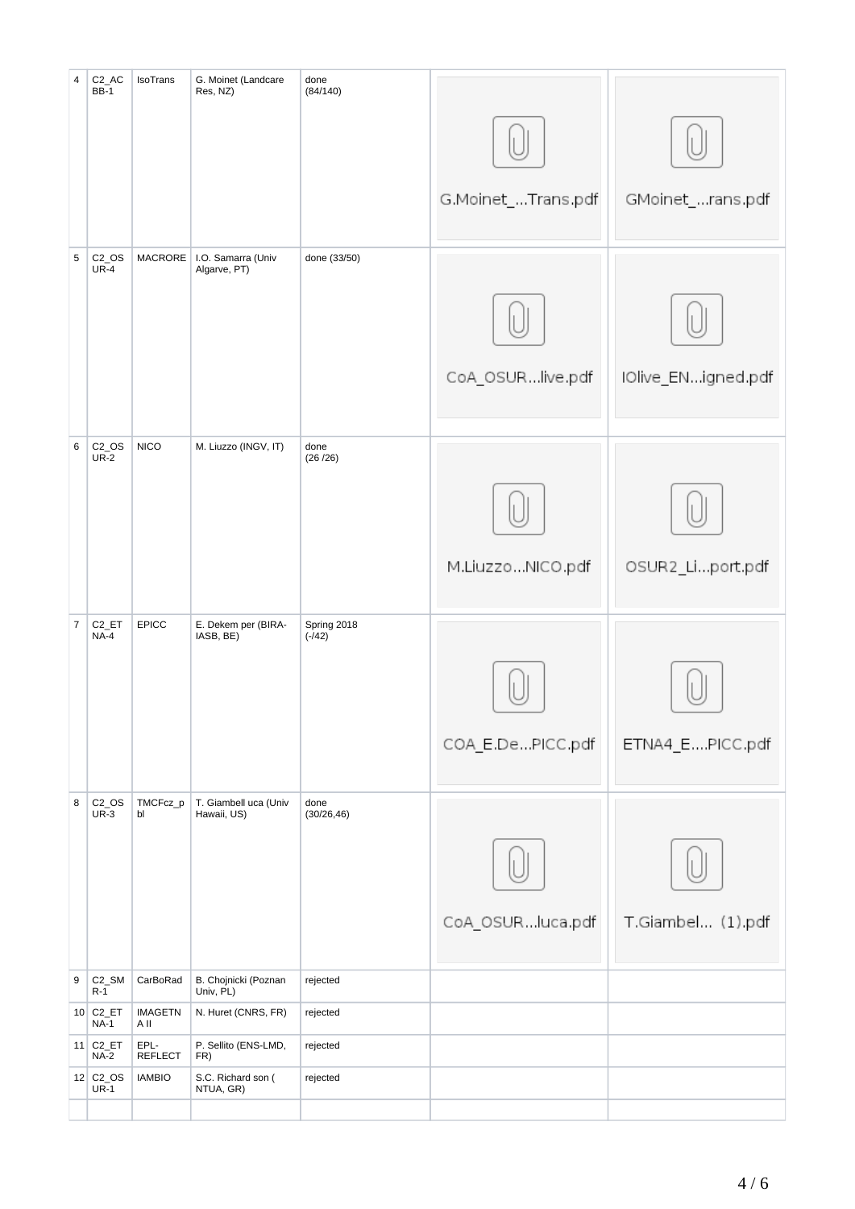| 4 | C2_ACBB-1 | IsoTrans | G. Moinet (Landcare Res, NZ) | done (84/140) | G.Moinet_...Trans.pdf | GMoinet_...rans.pdf |
|---|---|---|---|---|---|---|
| 5 | C2_OSUR-4 | MACRORE | I.O. Samarra (Univ Algarve, PT) | done (33/50) | CoA_OSUR...live.pdf | IOlive_EN...igned.pdf |
| 6 | C2_OSUR-2 | NICO | M. Liuzzo (INGV, IT) | done (26 /26) | M.Liuzzo...NICO.pdf | OSUR2_Li...port.pdf |
| 7 | C2_ETNA-4 | EPICC | E. Dekem per (BIRA-IASB, BE) | Spring 2018 (-/42) | COA_E.De...PICC.pdf | ETNA4_E....PICC.pdf |
| 8 | C2_OSUR-3 | TMCFcz_pbl | T. Giambell uca (Univ Hawaii, US) | done (30/26,46) | CoA_OSUR...luca.pdf | T.Giambel... (1).pdf |
| 9 | C2_SMR-1 | CarBoRad | B. Chojnicki (Poznan Univ, PL) | rejected | | |
| 10 | C2_ETNA-1 | IMAGETN A II | N. Huret (CNRS, FR) | rejected | | |
| 11 | C2_ETNA-2 | EPL-REFLECT | P. Sellito (ENS-LMD, FR) | rejected | | |
| 12 | C2_OSUR-1 | IAMBIO | S.C. Richard son ( NTUA, GR) | rejected | | |
| | | | | | | |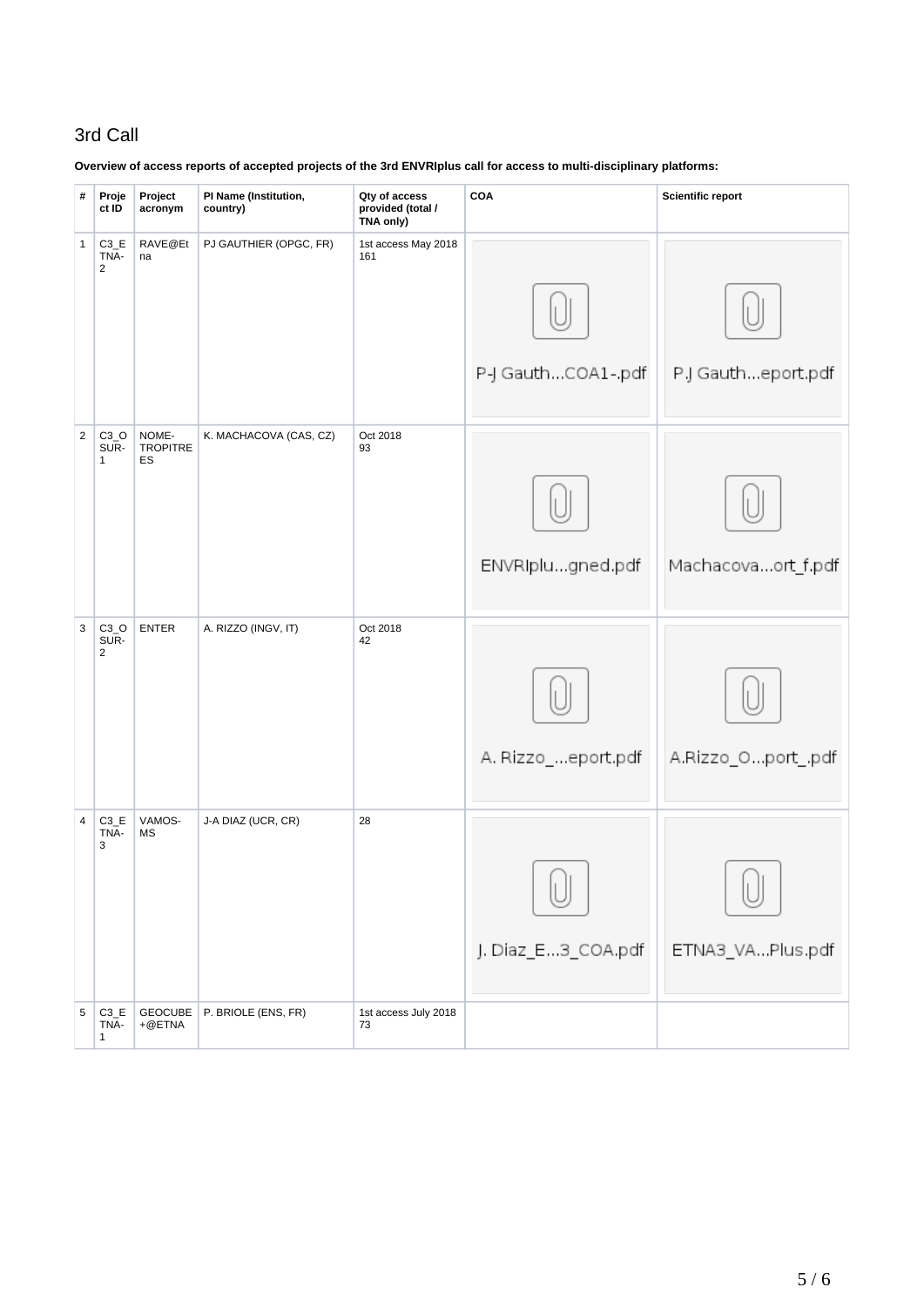## 3rd Call

**Overview of access reports of accepted projects of the 3rd ENVRIplus call for access to multi-disciplinary platforms:**

| # | Project ID | Project acronym | PI Name (Institution, country) | Qty of access provided (total / TNA only) | COA | Scientific report |
|---|---|---|---|---|---|---|
| 1 | C3_ETNA-2 | RAVE@Etna | PJ GAUTHIER (OPGC, FR) | 1st access May 2018 161 | P-J Gauth...COA1-.pdf | P.J Gauth...eport.pdf |
| 2 | C3_OSUR-1 | NOME-TROPITREES | K. MACHACOVA (CAS, CZ) | Oct 2018 93 | ENVRIplu...gned.pdf | Machacova...ort_f.pdf |
| 3 | C3_OSUR-2 | ENTER | A. RIZZO (INGV, IT) | Oct 2018 42 | A. Rizzo_...eport.pdf | A.Rizzo_O...port_.pdf |
| 4 | C3_ETNA-3 | VAMOS-MS | J-A DIAZ (UCR, CR) | 28 | J. Diaz_E...3_COA.pdf | ETNA3_VA...Plus.pdf |
| 5 | C3_ETNA-1 | GEOCUBE+@ETNA | P. BRIOLE (ENS, FR) | 1st access July 2018 73 | | |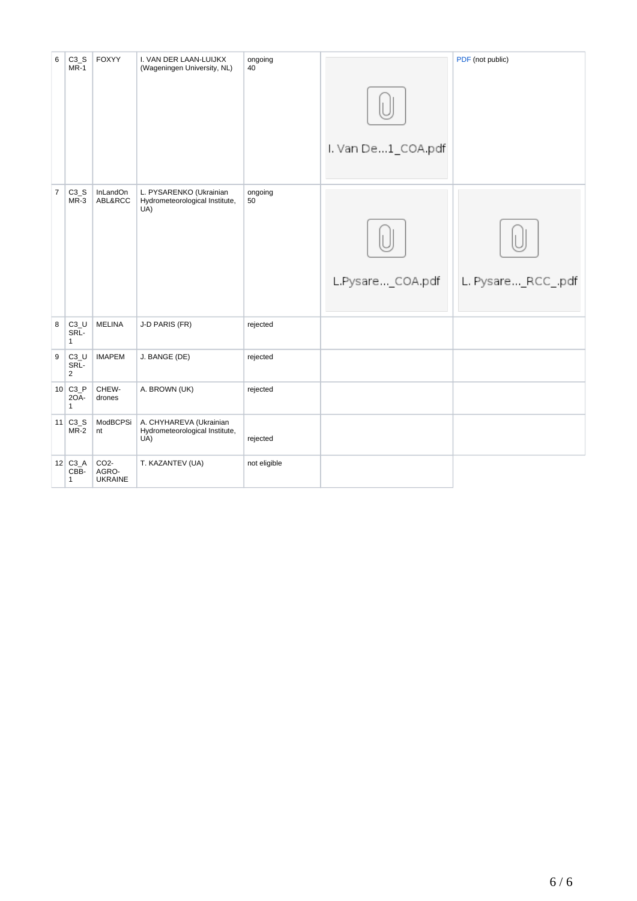| | | | | | | |
|---|---|---|---|---|---|---|
| 6 | C3_SMR-1 | FOXYY | I. VAN DER LAAN-LUIJKX (Wageningen University, NL) | ongoing 40 | I. Van De...1_COA.pdf | PDF (not public) |
| 7 | C3_SMR-3 | InLandOn ABL&RCC | L. PYSARENKO (Ukrainian Hydrometeorological Institute, UA) | ongoing 50 | L.Pysare..._COA.pdf | L. Pysare..._RCC_.pdf |
| 8 | C3_USRL-1 | MELINA | J-D PARIS (FR) | rejected | | |
| 9 | C3_USRL-2 | IMAPEM | J. BANGE (DE) | rejected | | |
| 10 | C3_P2OA-1 | CHEW-drones | A. BROWN (UK) | rejected | | |
| 11 | C3_SMR-2 | ModBCPSint | A. CHYHAREVA (Ukrainian Hydrometeorological Institute, UA) | rejected | | |
| 12 | C3_ACBB-1 | CO2-AGRO-UKRAINE | T. KAZANTEV (UA) | not eligible | | |